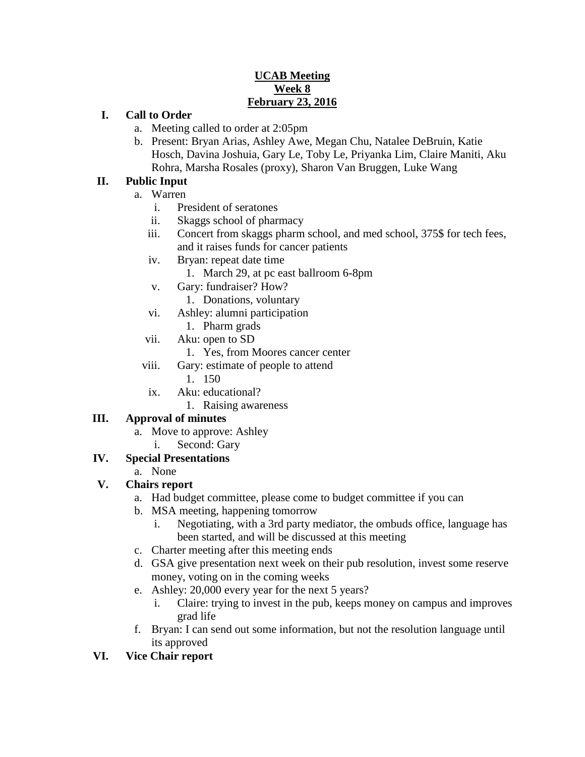**UCAB Meeting**
**Week 8**
**February 23, 2016**

**I. Call to Order**

a. Meeting called to order at 2:05pm

b. Present: Bryan Arias, Ashley Awe, Megan Chu, Natalee DeBruin, Katie Hosch, Davina Joshuia, Gary Le, Toby Le, Priyanka Lim, Claire Maniti, Aku Rohra, Marsha Rosales (proxy), Sharon Van Bruggen, Luke Wang

**II. Public Input**

a. Warren
   - i. President of seratones
   - ii. Skaggs school of pharmacy
   - iii. Concert from skaggs pharm school, and med school, 375$ for tech fees, and it raises funds for cancer patients
   - iv. Bryan: repeat date time
     1. March 29, at pc east ballroom 6-8pm
   - v. Gary: fundraiser? How?
     1. Donations, voluntary
   - vi. Ashley: alumni participation
     1. Pharm grads
   - vii. Aku: open to SD
     1. Yes, from Moores cancer center
   - viii. Gary: estimate of people to attend
     1. 150
   - ix. Aku: educational?
     1. Raising awareness

**III. Approval of minutes**

a. Move to approve: Ashley
   - i. Second: Gary

**IV. Special Presentations**

a. None

**V. Chairs report**

a. Had budget committee, please come to budget committee if you can

b. MSA meeting, happening tomorrow
   - i. Negotiating, with a 3rd party mediator, the ombuds office, language has been started, and will be discussed at this meeting

c. Charter meeting after this meeting ends

d. GSA give presentation next week on their pub resolution, invest some reserve money, voting on in the coming weeks

e. Ashley: 20,000 every year for the next 5 years?
   - i. Claire: trying to invest in the pub, keeps money on campus and improves grad life

f. Bryan: I can send out some information, but not the resolution language until its approved

**VI. Vice Chair report**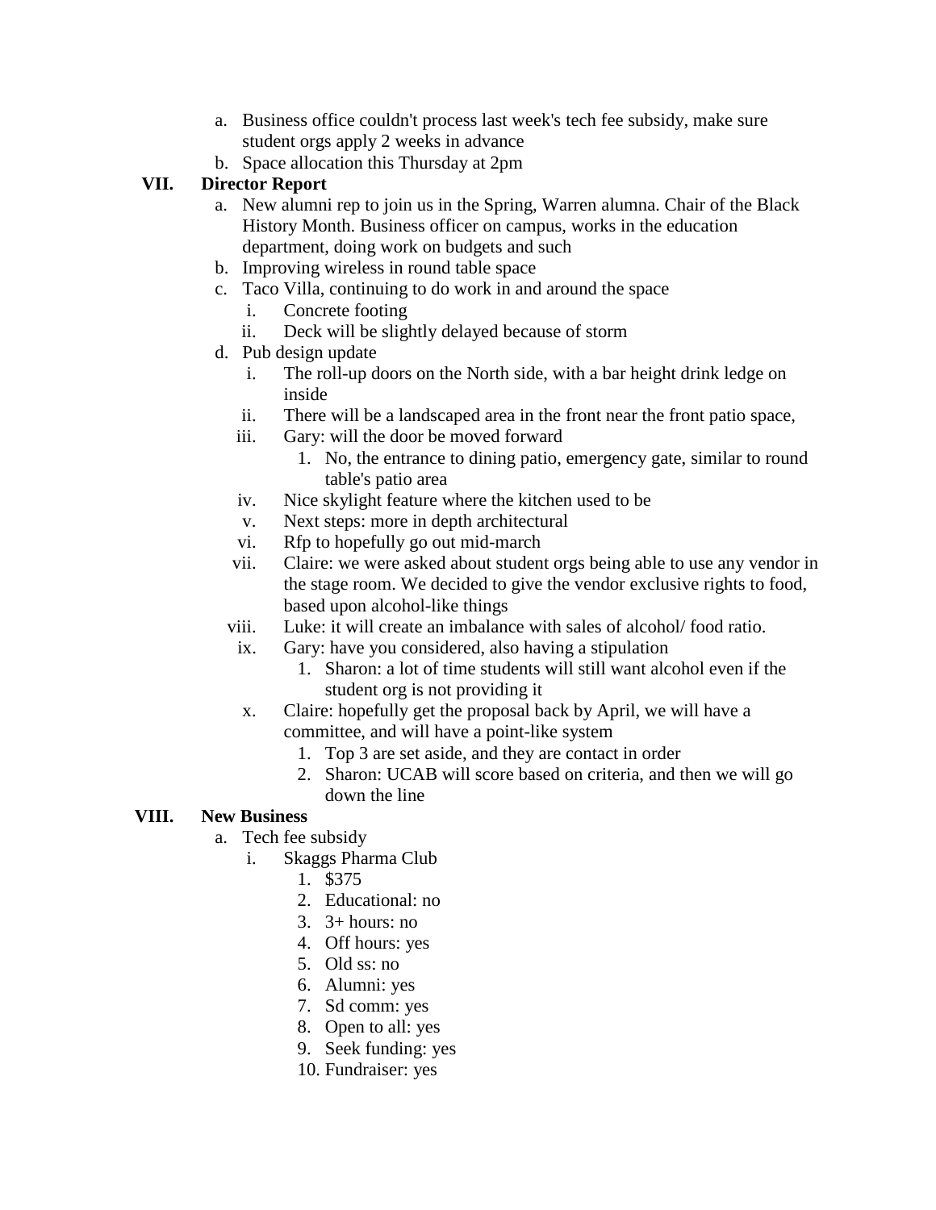a. Business office couldn't process last week's tech fee subsidy, make sure student orgs apply 2 weeks in advance
b. Space allocation this Thursday at 2pm

**VII. Director Report**

a. New alumni rep to join us in the Spring, Warren alumna. Chair of the Black History Month. Business officer on campus, works in the education department, doing work on budgets and such
b. Improving wireless in round table space
c. Taco Villa, continuing to do work in and around the space
   i. Concrete footing
   ii. Deck will be slightly delayed because of storm
d. Pub design update
   i. The roll-up doors on the North side, with a bar height drink ledge on inside
   ii. There will be a landscaped area in the front near the front patio space,
   iii. Gary: will the door be moved forward
      1. No, the entrance to dining patio, emergency gate, similar to round table's patio area
   iv. Nice skylight feature where the kitchen used to be
   v. Next steps: more in depth architectural
   vi. Rfp to hopefully go out mid-march
   vii. Claire: we were asked about student orgs being able to use any vendor in the stage room. We decided to give the vendor exclusive rights to food, based upon alcohol-like things
   viii. Luke: it will create an imbalance with sales of alcohol/ food ratio.
   ix. Gary: have you considered, also having a stipulation
      1. Sharon: a lot of time students will still want alcohol even if the student org is not providing it
   x. Claire: hopefully get the proposal back by April, we will have a committee, and will have a point-like system
      1. Top 3 are set aside, and they are contact in order
      2. Sharon: UCAB will score based on criteria, and then we will go down the line

**VIII. New Business**

a. Tech fee subsidy
   i. Skaggs Pharma Club
      1. $375
      2. Educational: no
      3. 3+ hours: no
      4. Off hours: yes
      5. Old ss: no
      6. Alumni: yes
      7. Sd comm: yes
      8. Open to all: yes
      9. Seek funding: yes
      10. Fundraiser: yes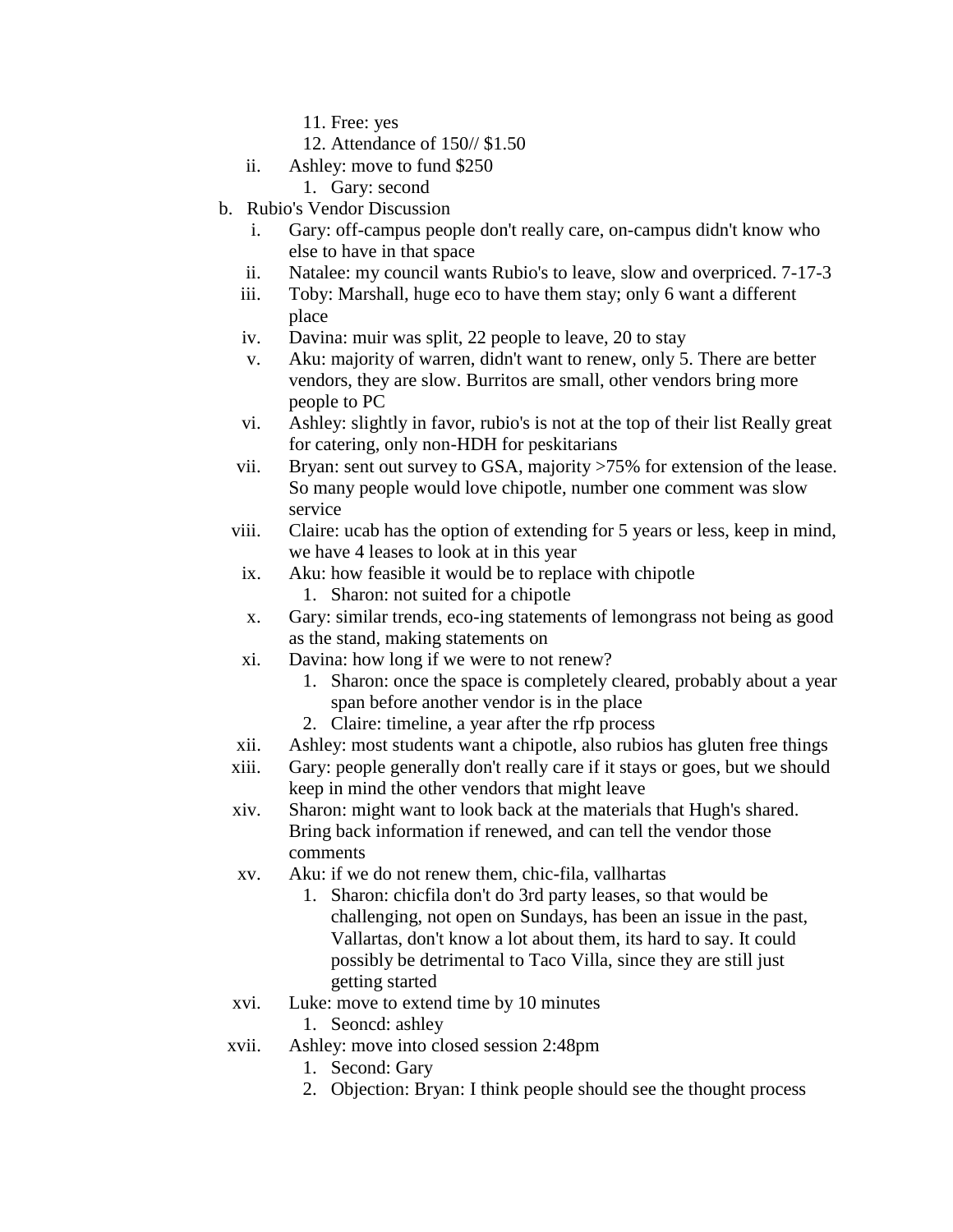11. Free: yes
   12. Attendance of 150// $1.50

   ii. Ashley: move to fund $250
      1. Gary: second

b. Rubio's Vendor Discussion
   i. Gary: off-campus people don't really care, on-campus didn't know who else to have in that space
   ii. Natalee: my council wants Rubio's to leave, slow and overpriced. 7-17-3
   iii. Toby: Marshall, huge eco to have them stay; only 6 want a different place
   iv. Davina: muir was split, 22 people to leave, 20 to stay
   v. Aku: majority of warren, didn't want to renew, only 5. There are better vendors, they are slow. Burritos are small, other vendors bring more people to PC
   vi. Ashley: slightly in favor, rubio's is not at the top of their list Really great for catering, only non-HDH for peskitarians
   vii. Bryan: sent out survey to GSA, majority >75% for extension of the lease. So many people would love chipotle, number one comment was slow service
   viii. Claire: ucab has the option of extending for 5 years or less, keep in mind, we have 4 leases to look at in this year
   ix. Aku: how feasible it would be to replace with chipotle
      1. Sharon: not suited for a chipotle
   x. Gary: similar trends, eco-ing statements of lemongrass not being as good as the stand, making statements on
   xi. Davina: how long if we were to not renew?
      1. Sharon: once the space is completely cleared, probably about a year span before another vendor is in the place
      2. Claire: timeline, a year after the rfp process
   xii. Ashley: most students want a chipotle, also rubios has gluten free things
   xiii. Gary: people generally don't really care if it stays or goes, but we should keep in mind the other vendors that might leave
   xiv. Sharon: might want to look back at the materials that Hugh's shared. Bring back information if renewed, and can tell the vendor those comments
   xv. Aku: if we do not renew them, chic-fila, vallhartas
      1. Sharon: chicfila don't do 3rd party leases, so that would be challenging, not open on Sundays, has been an issue in the past, Vallartas, don't know a lot about them, its hard to say. It could possibly be detrimental to Taco Villa, since they are still just getting started
   xvi. Luke: move to extend time by 10 minutes
      1. Seoncd: ashley
   xvii. Ashley: move into closed session 2:48pm
      1. Second: Gary
      2. Objection: Bryan: I think people should see the thought process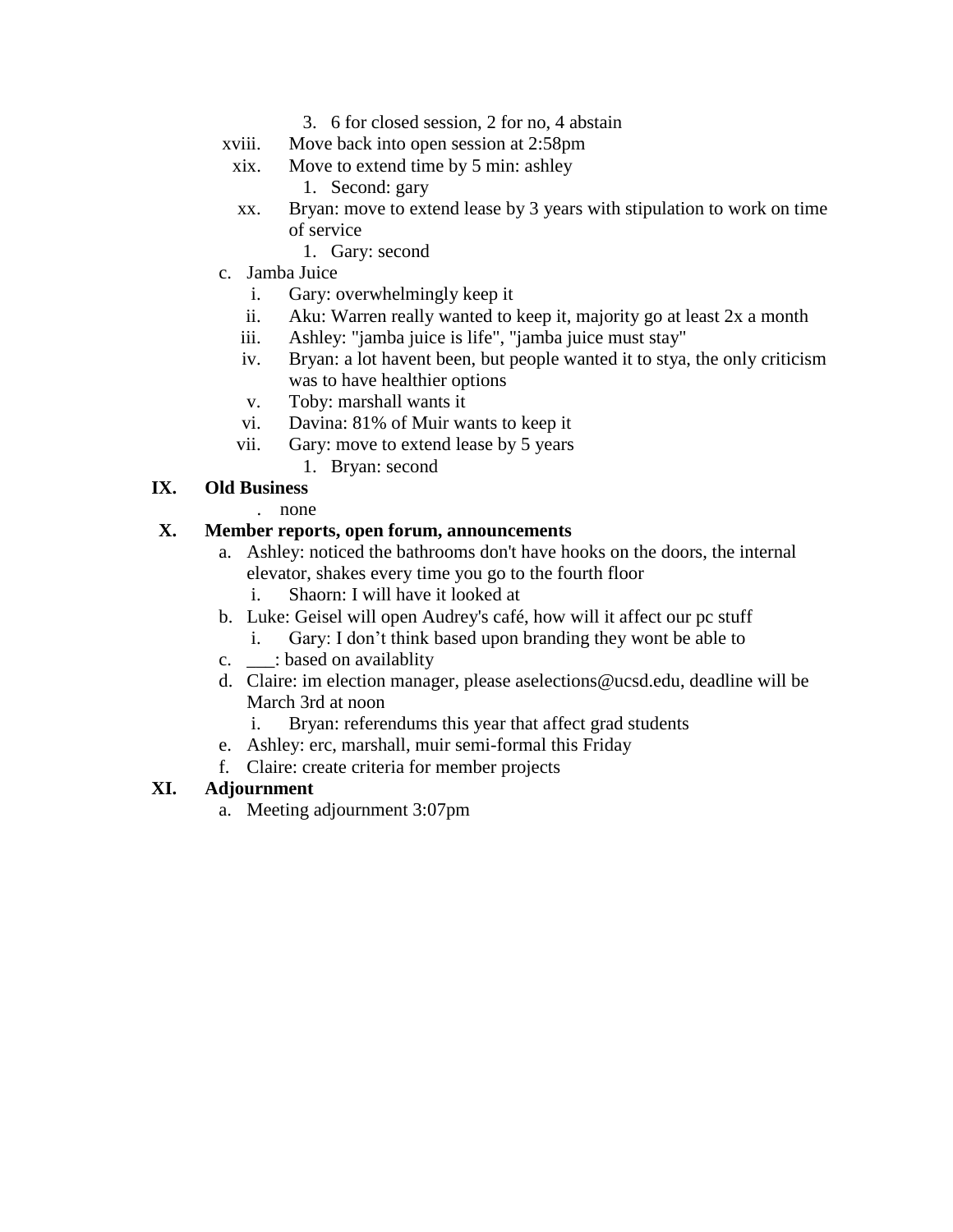3. 6 for closed session, 2 for no, 4 abstain

xviii. Move back into open session at 2:58pm

xix. Move to extend time by 5 min: ashley

1. Second: gary

xx. Bryan: move to extend lease by 3 years with stipulation to work on time of service

1. Gary: second

c. Jamba Juice

i. Gary: overwhelmingly keep it

ii. Aku: Warren really wanted to keep it, majority go at least 2x a month

iii. Ashley: "jamba juice is life", "jamba juice must stay"

iv. Bryan: a lot havent been, but people wanted it to stya, the only criticism was to have healthier options

v. Toby: marshall wants it

vi. Davina: 81% of Muir wants to keep it

vii. Gary: move to extend lease by 5 years

1. Bryan: second

**IX. Old Business**

. none

**X. Member reports, open forum, announcements**

a. Ashley: noticed the bathrooms don't have hooks on the doors, the internal elevator, shakes every time you go to the fourth floor

i. Shaorn: I will have it looked at

b. Luke: Geisel will open Audrey's café, how will it affect our pc stuff

i. Gary: I don't think based upon branding they wont be able to

c. ___: based on availablity

d. Claire: im election manager, please aselections@ucsd.edu, deadline will be March 3rd at noon

i. Bryan: referendums this year that affect grad students

e. Ashley: erc, marshall, muir semi-formal this Friday

f. Claire: create criteria for member projects

**XI. Adjournment**

a. Meeting adjournment 3:07pm